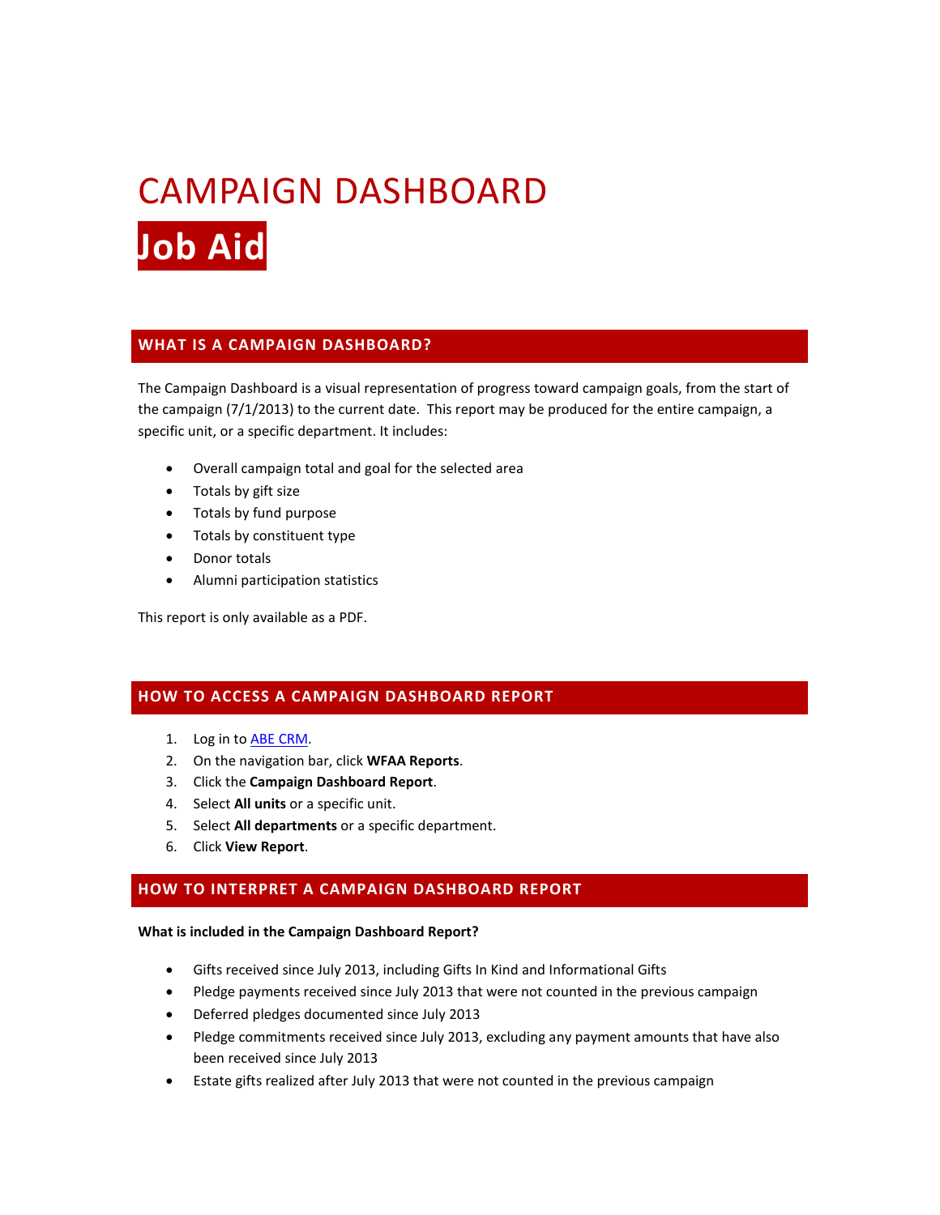# CAMPAIGN DASHBOARD

# Job Aid

## WHAT IS A CAMPAIGN DASHBOARD?

The Campaign Dashboard is a visual representation of progress toward campaign goals, from the start of the campaign (7/1/2013) to the current date. This report may be produced for the entire campaign, a specific unit, or a specific department. It includes:

- Overall campaign total and goal for the selected area
- Totals by gift size
- Totals by fund purpose
- Totals by constituent type
- Donor totals
- Alumni participation statistics

This report is only available as a PDF.

## HOW TO ACCESS A CAMPAIGN DASHBOARD REPORT

1. Log in to ABE CRM.
2. On the navigation bar, click **WFAA Reports**.
3. Click the **Campaign Dashboard Report**.
4. Select **All units** or a specific unit.
5. Select **All departments** or a specific department.
6. Click **View Report**.

## HOW TO INTERPRET A CAMPAIGN DASHBOARD REPORT

**What is included in the Campaign Dashboard Report?**

- Gifts received since July 2013, including Gifts In Kind and Informational Gifts
- Pledge payments received since July 2013 that were not counted in the previous campaign
- Deferred pledges documented since July 2013
- Pledge commitments received since July 2013, excluding any payment amounts that have also been received since July 2013
- Estate gifts realized after July 2013 that were not counted in the previous campaign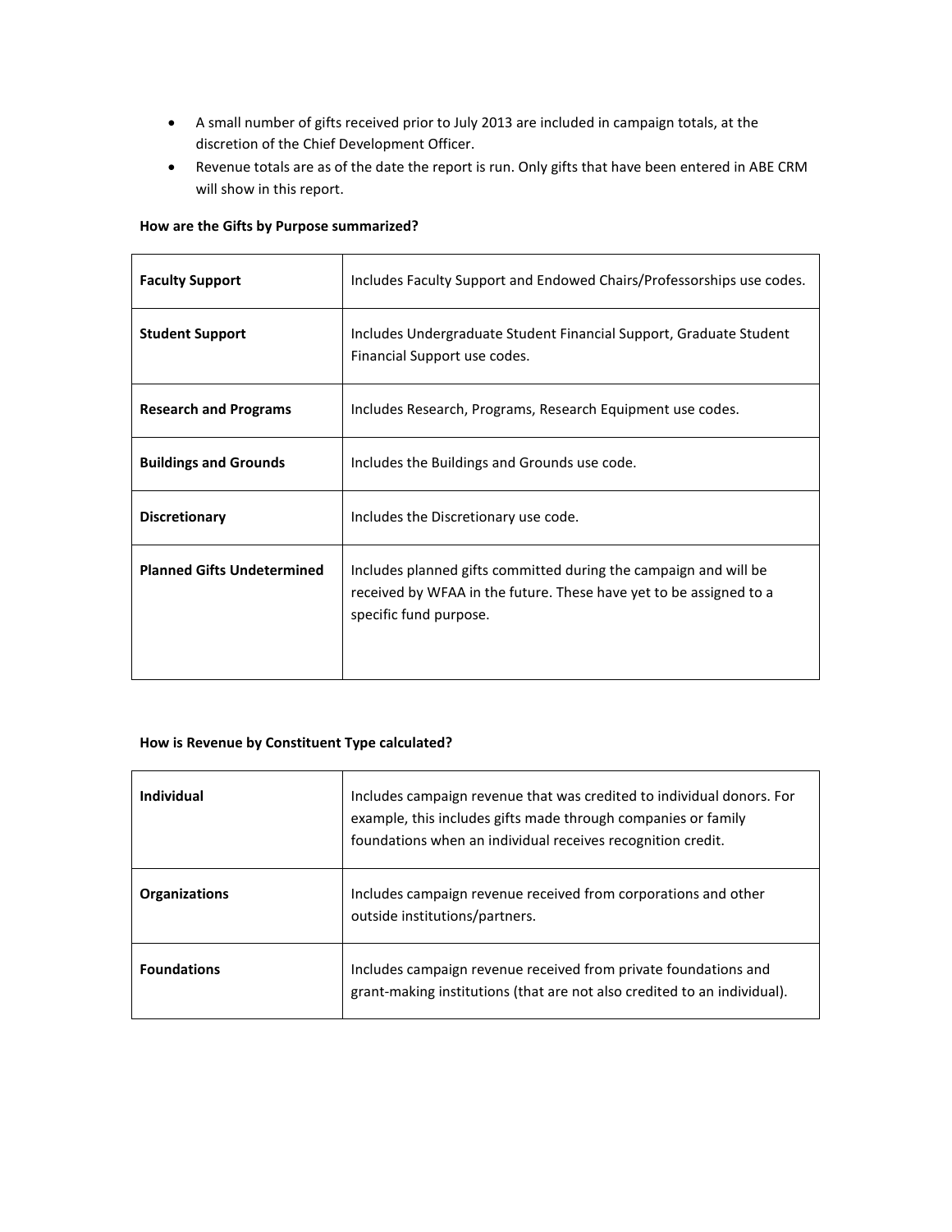- A small number of gifts received prior to July 2013 are included in campaign totals, at the discretion of the Chief Development Officer.
- Revenue totals are as of the date the report is run. Only gifts that have been entered in ABE CRM will show in this report.

**How are the Gifts by Purpose summarized?**

| | |
|---|---|
| **Faculty Support** | Includes Faculty Support and Endowed Chairs/Professorships use codes. |
| **Student Support** | Includes Undergraduate Student Financial Support, Graduate Student Financial Support use codes. |
| **Research and Programs** | Includes Research, Programs, Research Equipment use codes. |
| **Buildings and Grounds** | Includes the Buildings and Grounds use code. |
| **Discretionary** | Includes the Discretionary use code. |
| **Planned Gifts Undetermined** | Includes planned gifts committed during the campaign and will be received by WFAA in the future. These have yet to be assigned to a specific fund purpose. |

**How is Revenue by Constituent Type calculated?**

| | |
|---|---|
| **Individual** | Includes campaign revenue that was credited to individual donors. For example, this includes gifts made through companies or family foundations when an individual receives recognition credit. |
| **Organizations** | Includes campaign revenue received from corporations and other outside institutions/partners. |
| **Foundations** | Includes campaign revenue received from private foundations and grant-making institutions (that are not also credited to an individual). |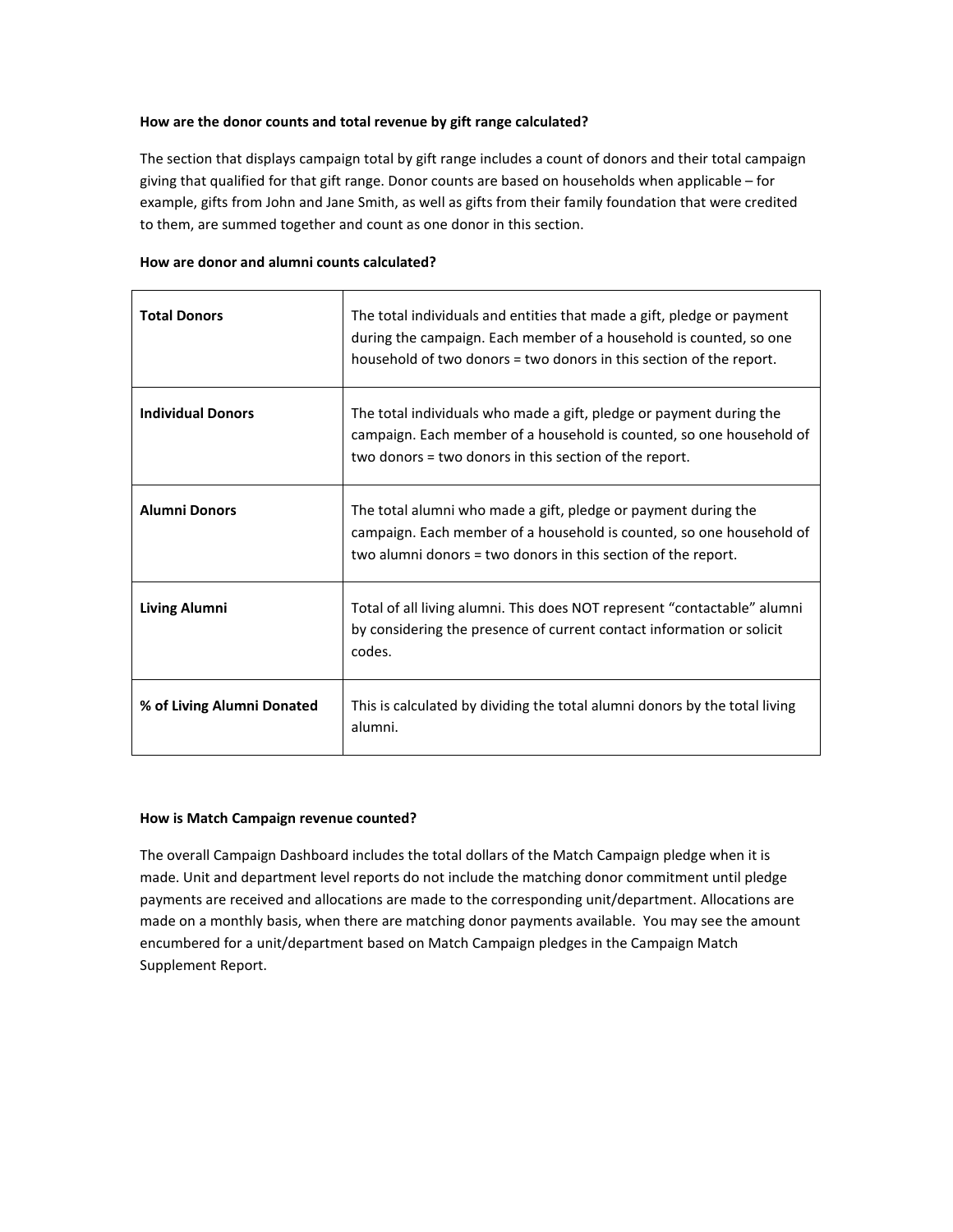**How are the donor counts and total revenue by gift range calculated?**

The section that displays campaign total by gift range includes a count of donors and their total campaign giving that qualified for that gift range. Donor counts are based on households when applicable – for example, gifts from John and Jane Smith, as well as gifts from their family foundation that were credited to them, are summed together and count as one donor in this section.

**How are donor and alumni counts calculated?**

| | |
|---|---|
| **Total Donors** | The total individuals and entities that made a gift, pledge or payment during the campaign. Each member of a household is counted, so one household of two donors = two donors in this section of the report. |
| **Individual Donors** | The total individuals who made a gift, pledge or payment during the campaign. Each member of a household is counted, so one household of two donors = two donors in this section of the report. |
| **Alumni Donors** | The total alumni who made a gift, pledge or payment during the campaign. Each member of a household is counted, so one household of two alumni donors = two donors in this section of the report. |
| **Living Alumni** | Total of all living alumni. This does NOT represent "contactable" alumni by considering the presence of current contact information or solicit codes. |
| **% of Living Alumni Donated** | This is calculated by dividing the total alumni donors by the total living alumni. |

**How is Match Campaign revenue counted?**

The overall Campaign Dashboard includes the total dollars of the Match Campaign pledge when it is made. Unit and department level reports do not include the matching donor commitment until pledge payments are received and allocations are made to the corresponding unit/department. Allocations are made on a monthly basis, when there are matching donor payments available. You may see the amount encumbered for a unit/department based on Match Campaign pledges in the Campaign Match Supplement Report.